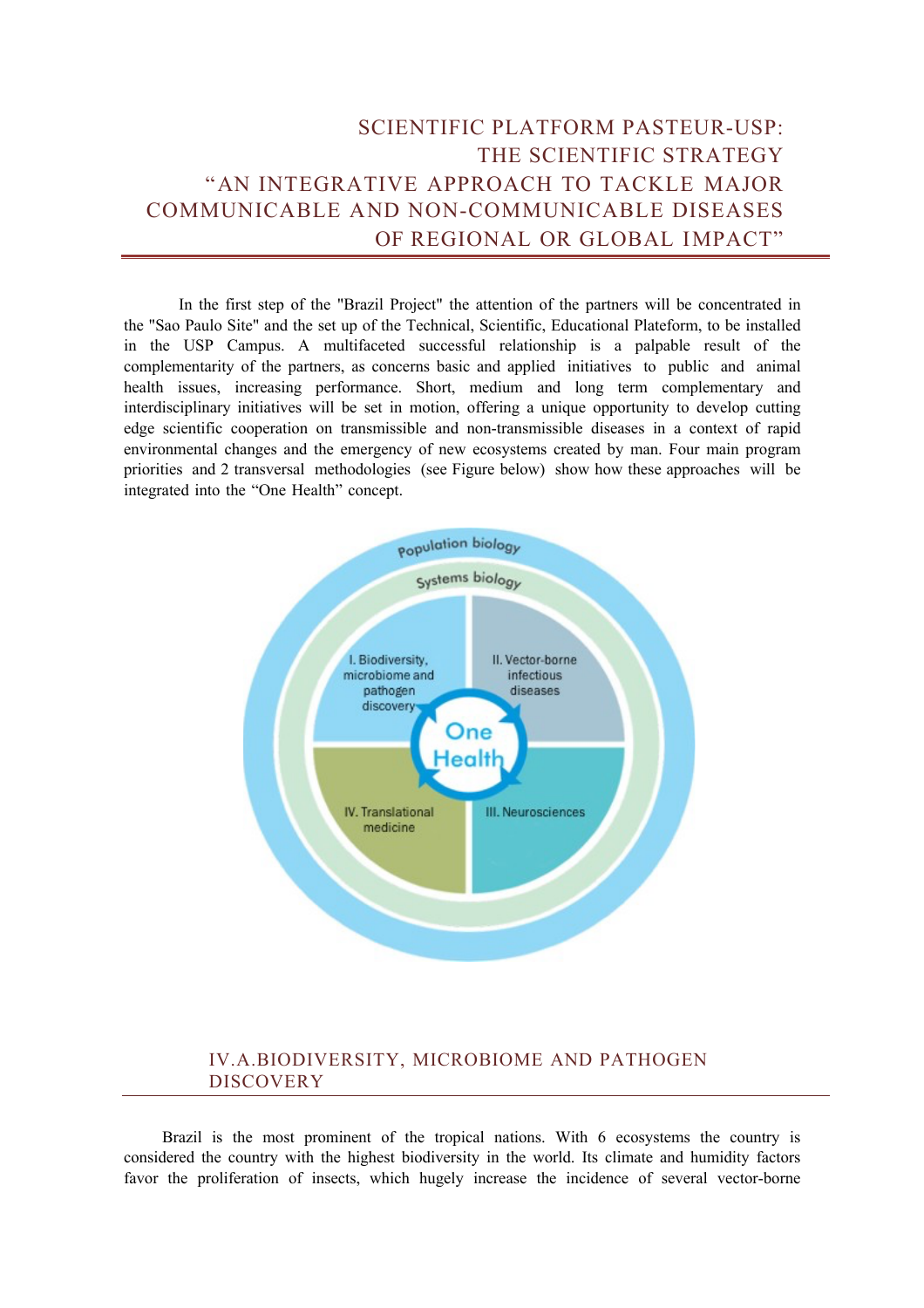# SCIENTIFIC PLATFORM PASTEUR-USP: THE SCIENTIFIC STRATEGY "AN INTEGRATIVE APPROACH TO TACKLE MAJOR COMMUNICABLE AND NON-COMMUNICABLE DISEASES OF REGIONAL OR GLOBAL IMPACT"

In the first step of the "Brazil Project" the attention of the partners will be concentrated in the "Sao Paulo Site" and the set up of the Technical, Scientific, Educational Plateform, to be installed in the USP Campus. A multifaceted successful relationship is a palpable result of the complementarity of the partners, as concerns basic and applied initiatives to public and animal health issues, increasing performance. Short, medium and long term complementary and interdisciplinary initiatives will be set in motion, offering a unique opportunity to develop cutting edge scientific cooperation on transmissible and non-transmissible diseases in a context of rapid environmental changes and the emergency of new ecosystems created by man. Four main program priorities and 2 transversal methodologies (see Figure below) show how these approaches will be integrated into the "One Health" concept.

Population biology

Systems biology

I. Biodiversity, microbiome and pathogen discovery

II. Vector-borne infectious diseases

III. Neurosciences

IV. Translational medicine

One Health

## IV.A.BIODIVERSITY, MICROBIOME AND PATHOGEN DISCOVERY

Brazil is the most prominent of the tropical nations. With 6 ecosystems the country is considered the country with the highest biodiversity in the world. Its climate and humidity factors favor the proliferation of insects, which hugely increase the incidence of several vector-borne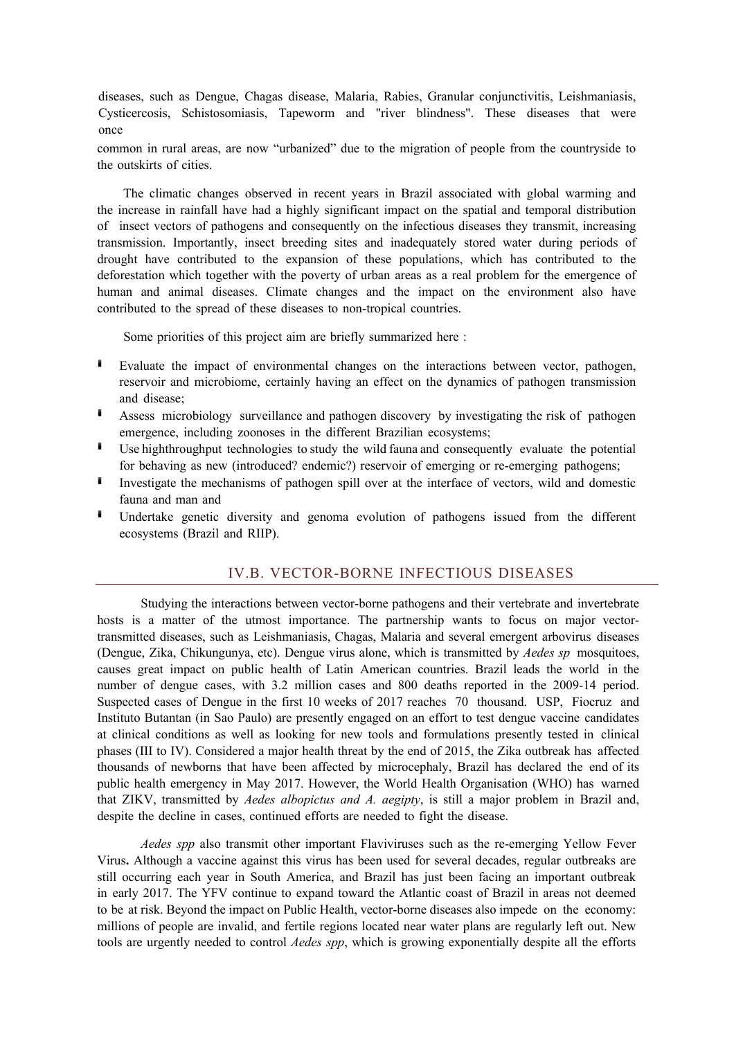diseases, such as Dengue, Chagas disease, Malaria, Rabies, Granular conjunctivitis, Leishmaniasis, Cysticercosis, Schistosomiasis, Tapeworm and "river blindness". These diseases that were once common in rural areas, are now "urbanized" due to the migration of people from the countryside to the outskirts of cities.

The climatic changes observed in recent years in Brazil associated with global warming and the increase in rainfall have had a highly significant impact on the spatial and temporal distribution of insect vectors of pathogens and consequently on the infectious diseases they transmit, increasing transmission. Importantly, insect breeding sites and inadequately stored water during periods of drought have contributed to the expansion of these populations, which has contributed to the deforestation which together with the poverty of urban areas as a real problem for the emergence of human and animal diseases. Climate changes and the impact on the environment also have contributed to the spread of these diseases to non-tropical countries.

Some priorities of this project aim are briefly summarized here :

- Evaluate the impact of environmental changes on the interactions between vector, pathogen, reservoir and microbiome, certainly having an effect on the dynamics of pathogen transmission and disease;
- Assess microbiology surveillance and pathogen discovery by investigating the risk of pathogen emergence, including zoonoses in the different Brazilian ecosystems;
- Use highthroughput technologies to study the wild fauna and consequently evaluate the potential for behaving as new (introduced? endemic?) reservoir of emerging or re-emerging pathogens;
- Investigate the mechanisms of pathogen spill over at the interface of vectors, wild and domestic fauna and man and
- Undertake genetic diversity and genoma evolution of pathogens issued from the different ecosystems (Brazil and RIIP).

## IV.B. VECTOR-BORNE INFECTIOUS DISEASES

Studying the interactions between vector-borne pathogens and their vertebrate and invertebrate hosts is a matter of the utmost importance. The partnership wants to focus on major vector-transmitted diseases, such as Leishmaniasis, Chagas, Malaria and several emergent arbovirus diseases (Dengue, Zika, Chikungunya, etc). Dengue virus alone, which is transmitted by *Aedes sp* mosquitoes, causes great impact on public health of Latin American countries. Brazil leads the world in the number of dengue cases, with 3.2 million cases and 800 deaths reported in the 2009-14 period. Suspected cases of Dengue in the first 10 weeks of 2017 reaches 70 thousand. USP, Fiocruz and Instituto Butantan (in Sao Paulo) are presently engaged on an effort to test dengue vaccine candidates at clinical conditions as well as looking for new tools and formulations presently tested in clinical phases (III to IV). Considered a major health threat by the end of 2015, the Zika outbreak has affected thousands of newborns that have been affected by microcephaly, Brazil has declared the end of its public health emergency in May 2017. However, the World Health Organisation (WHO) has warned that ZIKV, transmitted by *Aedes albopictus and A. aegipty*, is still a major problem in Brazil and, despite the decline in cases, continued efforts are needed to fight the disease.

*Aedes spp* also transmit other important Flaviviruses such as the re-emerging Yellow Fever Virus**.** Although a vaccine against this virus has been used for several decades, regular outbreaks are still occurring each year in South America, and Brazil has just been facing an important outbreak in early 2017. The YFV continue to expand toward the Atlantic coast of Brazil in areas not deemed to be at risk. Beyond the impact on Public Health, vector-borne diseases also impede on the economy: millions of people are invalid, and fertile regions located near water plans are regularly left out. New tools are urgently needed to control *Aedes spp*, which is growing exponentially despite all the efforts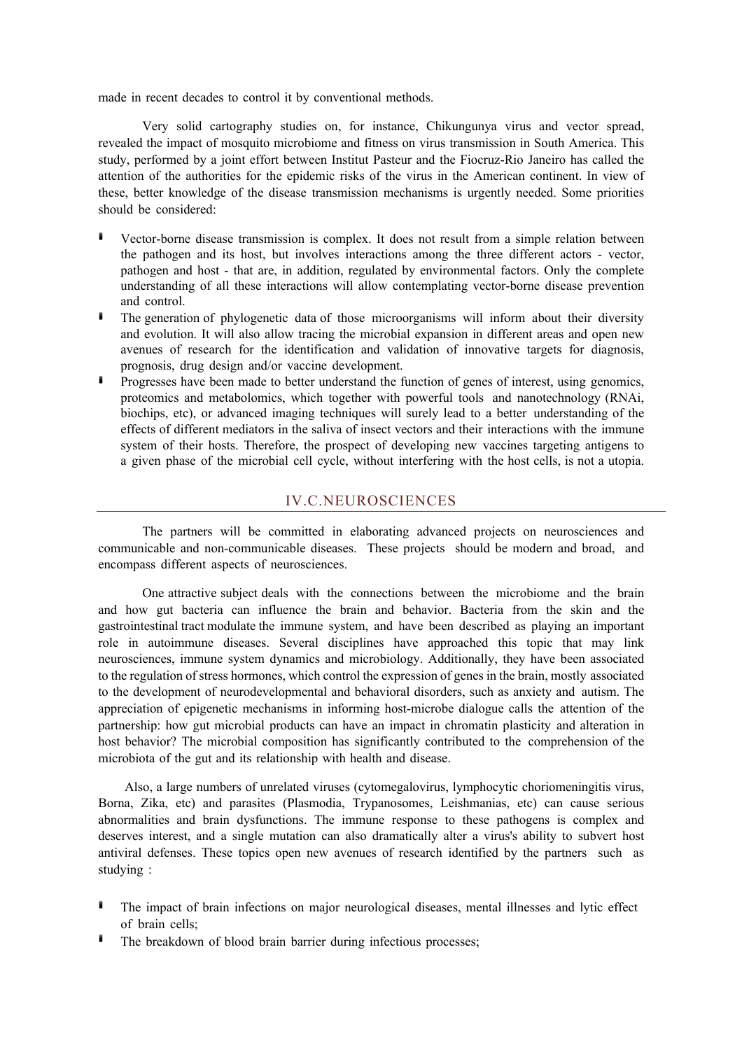made in recent decades to control it by conventional methods.

Very solid cartography studies on, for instance, Chikungunya virus and vector spread, revealed the impact of mosquito microbiome and fitness on virus transmission in South America. This study, performed by a joint effort between Institut Pasteur and the Fiocruz-Rio Janeiro has called the attention of the authorities for the epidemic risks of the virus in the American continent. In view of these, better knowledge of the disease transmission mechanisms is urgently needed. Some priorities should be considered:

- Vector-borne disease transmission is complex. It does not result from a simple relation between the pathogen and its host, but involves interactions among the three different actors - vector, pathogen and host - that are, in addition, regulated by environmental factors. Only the complete understanding of all these interactions will allow contemplating vector-borne disease prevention and control.
- The generation of phylogenetic data of those microorganisms will inform about their diversity and evolution. It will also allow tracing the microbial expansion in different areas and open new avenues of research for the identification and validation of innovative targets for diagnosis, prognosis, drug design and/or vaccine development.
- Progresses have been made to better understand the function of genes of interest, using genomics, proteomics and metabolomics, which together with powerful tools and nanotechnology (RNAi, biochips, etc), or advanced imaging techniques will surely lead to a better understanding of the effects of different mediators in the saliva of insect vectors and their interactions with the immune system of their hosts. Therefore, the prospect of developing new vaccines targeting antigens to a given phase of the microbial cell cycle, without interfering with the host cells, is not a utopia.

## IV.C.NEUROSCIENCES

The partners will be committed in elaborating advanced projects on neurosciences and communicable and non-communicable diseases. These projects should be modern and broad, and encompass different aspects of neurosciences.

One attractive subject deals with the connections between the microbiome and the brain and how gut bacteria can influence the brain and behavior. Bacteria from the skin and the gastrointestinal tract modulate the immune system, and have been described as playing an important role in autoimmune diseases. Several disciplines have approached this topic that may link neurosciences, immune system dynamics and microbiology. Additionally, they have been associated to the regulation of stress hormones, which control the expression of genes in the brain, mostly associated to the development of neurodevelopmental and behavioral disorders, such as anxiety and autism. The appreciation of epigenetic mechanisms in informing host-microbe dialogue calls the attention of the partnership: how gut microbial products can have an impact in chromatin plasticity and alteration in host behavior? The microbial composition has significantly contributed to the comprehension of the microbiota of the gut and its relationship with health and disease.

Also, a large numbers of unrelated viruses (cytomegalovirus, lymphocytic choriomeningitis virus, Borna, Zika, etc) and parasites (Plasmodia, Trypanosomes, Leishmanias, etc) can cause serious abnormalities and brain dysfunctions. The immune response to these pathogens is complex and deserves interest, and a single mutation can also dramatically alter a virus's ability to subvert host antiviral defenses. These topics open new avenues of research identified by the partners such as studying :

- The impact of brain infections on major neurological diseases, mental illnesses and lytic effect of brain cells;
- The breakdown of blood brain barrier during infectious processes;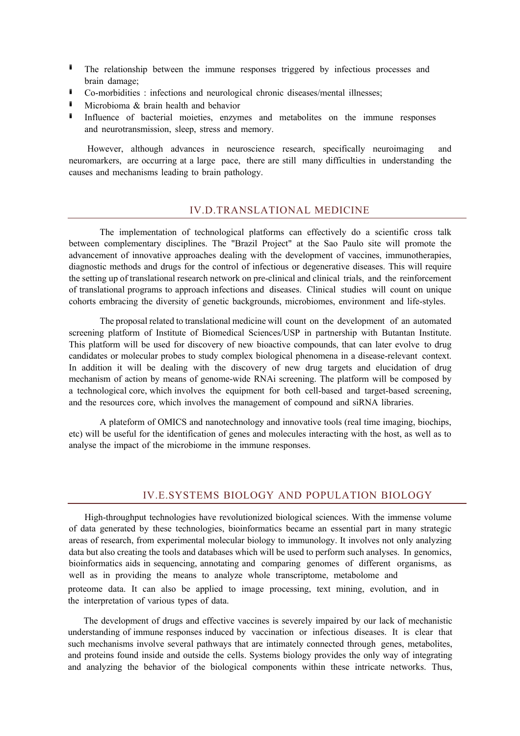- The relationship between the immune responses triggered by infectious processes and brain damage;
- Co-morbidities : infections and neurological chronic diseases/mental illnesses;
- Microbioma & brain health and behavior
- Influence of bacterial moieties, enzymes and metabolites on the immune responses and neurotransmission, sleep, stress and memory.

However, although advances in neuroscience research, specifically neuroimaging and neuromarkers, are occurring at a large pace, there are still many difficulties in understanding the causes and mechanisms leading to brain pathology.

## IV.D.TRANSLATIONAL MEDICINE

The implementation of technological platforms can effectively do a scientific cross talk between complementary disciplines. The "Brazil Project" at the Sao Paulo site will promote the advancement of innovative approaches dealing with the development of vaccines, immunotherapies, diagnostic methods and drugs for the control of infectious or degenerative diseases. This will require the setting up of translational research network on pre-clinical and clinical trials, and the reinforcement of translational programs to approach infections and diseases. Clinical studies will count on unique cohorts embracing the diversity of genetic backgrounds, microbiomes, environment and life-styles.

The proposal related to translational medicine will count on the development of an automated screening platform of Institute of Biomedical Sciences/USP in partnership with Butantan Institute. This platform will be used for discovery of new bioactive compounds, that can later evolve to drug candidates or molecular probes to study complex biological phenomena in a disease-relevant context. In addition it will be dealing with the discovery of new drug targets and elucidation of drug mechanism of action by means of genome-wide RNAi screening. The platform will be composed by a technological core, which involves the equipment for both cell-based and target-based screening, and the resources core, which involves the management of compound and siRNA libraries.

A plateform of OMICS and nanotechnology and innovative tools (real time imaging, biochips, etc) will be useful for the identification of genes and molecules interacting with the host, as well as to analyse the impact of the microbiome in the immune responses.

## IV.E.SYSTEMS BIOLOGY AND POPULATION BIOLOGY

High-throughput technologies have revolutionized biological sciences. With the immense volume of data generated by these technologies, bioinformatics became an essential part in many strategic areas of research, from experimental molecular biology to immunology. It involves not only analyzing data but also creating the tools and databases which will be used to perform such analyses. In genomics, bioinformatics aids in sequencing, annotating and comparing genomes of different organisms, as well as in providing the means to analyze whole transcriptome, metabolome and proteome data. It can also be applied to image processing, text mining, evolution, and in the interpretation of various types of data.

The development of drugs and effective vaccines is severely impaired by our lack of mechanistic understanding of immune responses induced by vaccination or infectious diseases. It is clear that such mechanisms involve several pathways that are intimately connected through genes, metabolites, and proteins found inside and outside the cells. Systems biology provides the only way of integrating and analyzing the behavior of the biological components within these intricate networks. Thus,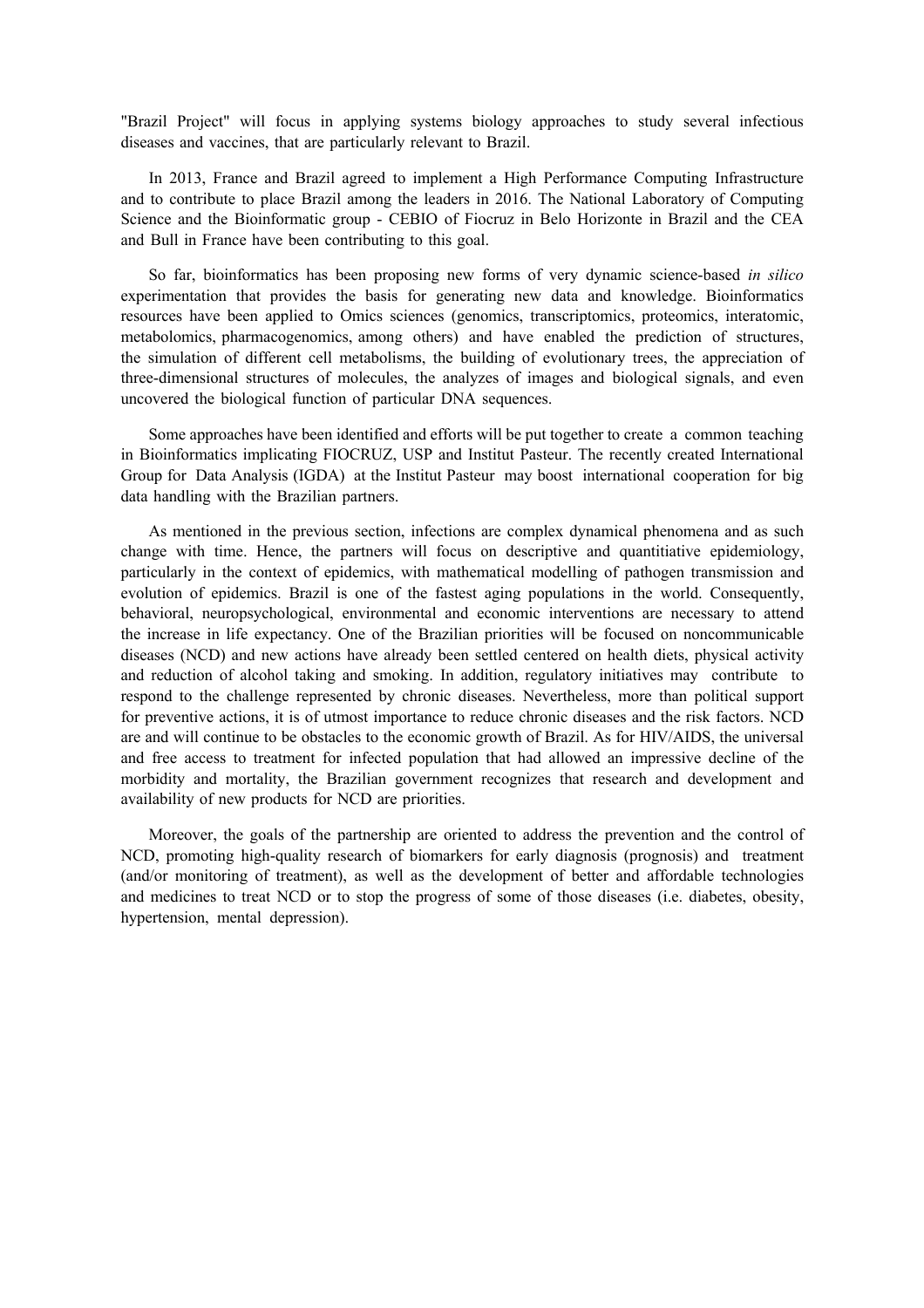"Brazil Project" will focus in applying systems biology approaches to study several infectious diseases and vaccines, that are particularly relevant to Brazil.

In 2013, France and Brazil agreed to implement a High Performance Computing Infrastructure and to contribute to place Brazil among the leaders in 2016. The National Laboratory of Computing Science and the Bioinformatic group - CEBIO of Fiocruz in Belo Horizonte in Brazil and the CEA and Bull in France have been contributing to this goal.

So far, bioinformatics has been proposing new forms of very dynamic science-based *in silico* experimentation that provides the basis for generating new data and knowledge. Bioinformatics resources have been applied to Omics sciences (genomics, transcriptomics, proteomics, interatomic, metabolomics, pharmacogenomics, among others) and have enabled the prediction of structures, the simulation of different cell metabolisms, the building of evolutionary trees, the appreciation of three-dimensional structures of molecules, the analyzes of images and biological signals, and even uncovered the biological function of particular DNA sequences.

Some approaches have been identified and efforts will be put together to create a common teaching in Bioinformatics implicating FIOCRUZ, USP and Institut Pasteur. The recently created International Group for Data Analysis (IGDA) at the Institut Pasteur may boost international cooperation for big data handling with the Brazilian partners.

As mentioned in the previous section, infections are complex dynamical phenomena and as such change with time. Hence, the partners will focus on descriptive and quantitiative epidemiology, particularly in the context of epidemics, with mathematical modelling of pathogen transmission and evolution of epidemics. Brazil is one of the fastest aging populations in the world. Consequently, behavioral, neuropsychological, environmental and economic interventions are necessary to attend the increase in life expectancy. One of the Brazilian priorities will be focused on noncommunicable diseases (NCD) and new actions have already been settled centered on health diets, physical activity and reduction of alcohol taking and smoking. In addition, regulatory initiatives may contribute to respond to the challenge represented by chronic diseases. Nevertheless, more than political support for preventive actions, it is of utmost importance to reduce chronic diseases and the risk factors. NCD are and will continue to be obstacles to the economic growth of Brazil. As for HIV/AIDS, the universal and free access to treatment for infected population that had allowed an impressive decline of the morbidity and mortality, the Brazilian government recognizes that research and development and availability of new products for NCD are priorities.

Moreover, the goals of the partnership are oriented to address the prevention and the control of NCD, promoting high-quality research of biomarkers for early diagnosis (prognosis) and treatment (and/or monitoring of treatment), as well as the development of better and affordable technologies and medicines to treat NCD or to stop the progress of some of those diseases (i.e. diabetes, obesity, hypertension, mental depression).